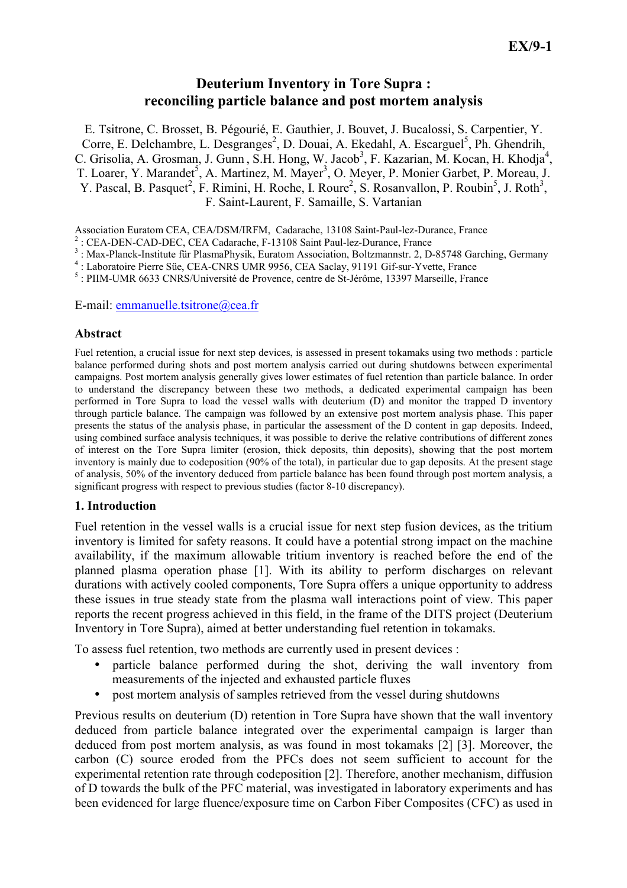# Deuterium Inventory in Tore Supra : reconciling particle balance and post mortem analysis

E. Tsitrone, C. Brosset, B. Pégourié, E. Gauthier, J. Bouvet, J. Bucalossi, S. Carpentier, Y. Corre, E. Delchambre, L. Desgranges[2], D. Douai, A. Ekedahl, A. Escarguel[5], Ph. Ghendrih, C. Grisolia, A. Grosman, J. Gunn , S.H. Hong, W. Jacob[3], F. Kazarian, M. Kocan, H. Khodja[4], T. Loarer, Y. Marandet[5], A. Martinez, M. Mayer[3], O. Meyer, P. Monier Garbet, P. Moreau, J. Y. Pascal, B. Pasquet[2], F. Rimini, H. Roche, I. Roure[2], S. Rosanvallon, P. Roubin[5], J. Roth[3], F. Saint-Laurent, F. Samaille, S. Vartanian

Association Euratom CEA, CEA/DSM/IRFM, Cadarache, 13108 Saint-Paul-lez-Durance, France

[2] : CEA-DEN-CAD-DEC, CEA Cadarache, F-13108 Saint Paul-lez-Durance, France

[3] : Max-Planck-Institute für PlasmaPhysik, Euratom Association, Boltzmannstr. 2, D-85748 Garching, Germany

[4] : Laboratoire Pierre Süe, CEA-CNRS UMR 9956, CEA Saclay, 91191 Gif-sur-Yvette, France

[5] : PIIM-UMR 6633 CNRS/Université de Provence, centre de St-Jérôme, 13397 Marseille, France

E-mail: emmanuelle.tsitrone@cea.fr

### Abstract

Fuel retention, a crucial issue for next step devices, is assessed in present tokamaks using two methods : particle balance performed during shots and post mortem analysis carried out during shutdowns between experimental campaigns. Post mortem analysis generally gives lower estimates of fuel retention than particle balance. In order to understand the discrepancy between these two methods, a dedicated experimental campaign has been performed in Tore Supra to load the vessel walls with deuterium (D) and monitor the trapped D inventory through particle balance. The campaign was followed by an extensive post mortem analysis phase. This paper presents the status of the analysis phase, in particular the assessment of the D content in gap deposits. Indeed, using combined surface analysis techniques, it was possible to derive the relative contributions of different zones of interest on the Tore Supra limiter (erosion, thick deposits, thin deposits), showing that the post mortem inventory is mainly due to codeposition (90% of the total), in particular due to gap deposits. At the present stage of analysis, 50% of the inventory deduced from particle balance has been found through post mortem analysis, a significant progress with respect to previous studies (factor 8-10 discrepancy).

### 1. Introduction

Fuel retention in the vessel walls is a crucial issue for next step fusion devices, as the tritium inventory is limited for safety reasons. It could have a potential strong impact on the machine availability, if the maximum allowable tritium inventory is reached before the end of the planned plasma operation phase [1]. With its ability to perform discharges on relevant durations with actively cooled components, Tore Supra offers a unique opportunity to address these issues in true steady state from the plasma wall interactions point of view. This paper reports the recent progress achieved in this field, in the frame of the DITS project (Deuterium Inventory in Tore Supra), aimed at better understanding fuel retention in tokamaks.

To assess fuel retention, two methods are currently used in present devices :

- particle balance performed during the shot, deriving the wall inventory from measurements of the injected and exhausted particle fluxes
- post mortem analysis of samples retrieved from the vessel during shutdowns

Previous results on deuterium (D) retention in Tore Supra have shown that the wall inventory deduced from particle balance integrated over the experimental campaign is larger than deduced from post mortem analysis, as was found in most tokamaks [2] [3]. Moreover, the carbon (C) source eroded from the PFCs does not seem sufficient to account for the experimental retention rate through codeposition [2]. Therefore, another mechanism, diffusion of D towards the bulk of the PFC material, was investigated in laboratory experiments and has been evidenced for large fluence/exposure time on Carbon Fiber Composites (CFC) as used in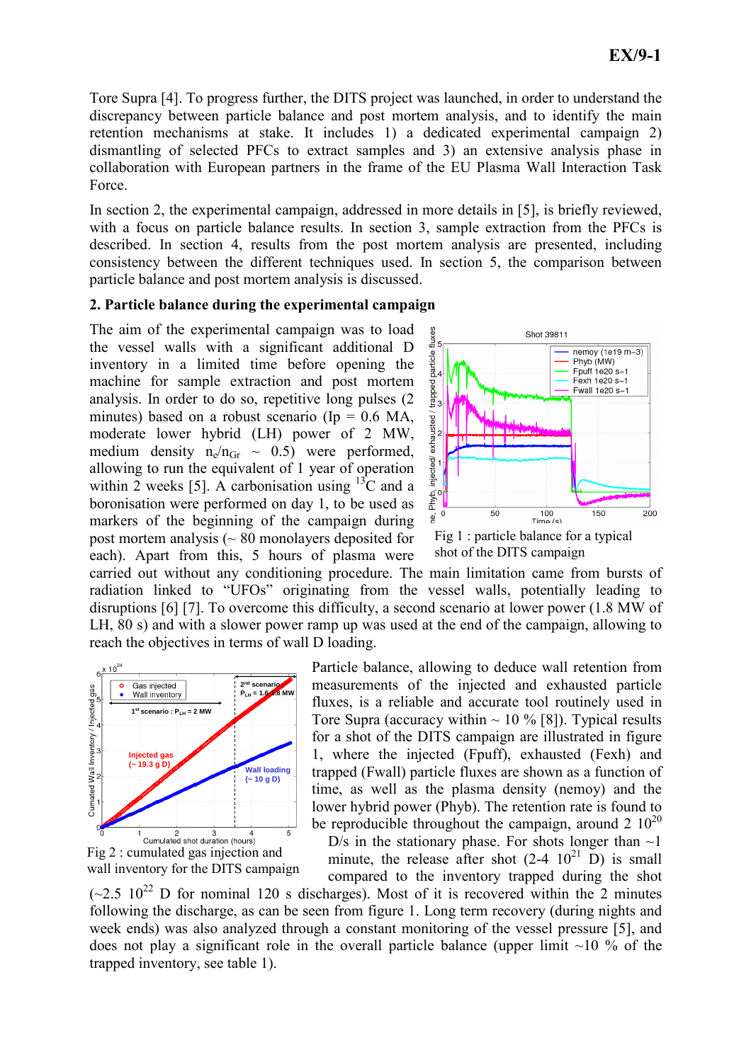Tore Supra [4]. To progress further, the DITS project was launched, in order to understand the discrepancy between particle balance and post mortem analysis, and to identify the main retention mechanisms at stake. It includes 1) a dedicated experimental campaign 2) dismantling of selected PFCs to extract samples and 3) an extensive analysis phase in collaboration with European partners in the frame of the EU Plasma Wall Interaction Task Force.

In section 2, the experimental campaign, addressed in more details in [5], is briefly reviewed, with a focus on particle balance results. In section 3, sample extraction from the PFCs is described. In section 4, results from the post mortem analysis are presented, including consistency between the different techniques used. In section 5, the comparison between particle balance and post mortem analysis is discussed.

## 2. Particle balance during the experimental campaign

The aim of the experimental campaign was to load the vessel walls with a significant additional D inventory in a limited time before opening the machine for sample extraction and post mortem analysis. In order to do so, repetitive long pulses (2 minutes) based on a robust scenario (Ip = 0.6 MA, moderate lower hybrid (LH) power of 2 MW, medium density $n_e/n_{Gr}$ ~ 0.5) were performed, allowing to run the equivalent of 1 year of operation within 2 weeks [5]. A carbonisation using $^{13}$C and a boronisation were performed on day 1, to be used as markers of the beginning of the campaign during post mortem analysis (~ 80 monolayers deposited for each). Apart from this, 5 hours of plasma were carried out without any conditioning procedure. The main limitation came from bursts of radiation linked to "UFOs" originating from the vessel walls, potentially leading to disruptions [6] [7]. To overcome this difficulty, a second scenario at lower power (1.8 MW of LH, 80 s) and with a slower power ramp up was used at the end of the campaign, allowing to reach the objectives in terms of wall D loading.

Fig 1 : particle balance for a typical shot of the DITS campaign

Particle balance, allowing to deduce wall retention from measurements of the injected and exhausted particle fluxes, is a reliable and accurate tool routinely used in Tore Supra (accuracy within ~ 10 % [8]). Typical results for a shot of the DITS campaign are illustrated in figure 1, where the injected (Fpuff), exhausted (Fexh) and trapped (Fwall) particle fluxes are shown as a function of time, as well as the plasma density (nemoy) and the lower hybrid power (Phyb). The retention rate is found to be reproducible throughout the campaign, around 2 $10^{20}$ D/s in the stationary phase. For shots longer than ~1 minute, the release after shot (2-4 $10^{21}$ D) is small compared to the inventory trapped during the shot (~2.5 $10^{22}$ D for nominal 120 s discharges). Most of it is recovered within the 2 minutes following the discharge, as can be seen from figure 1. Long term recovery (during nights and week ends) was also analyzed through a constant monitoring of the vessel pressure [5], and does not play a significant role in the overall particle balance (upper limit ~10 % of the trapped inventory, see table 1).

Fig 2 : cumulated gas injection and wall inventory for the DITS campaign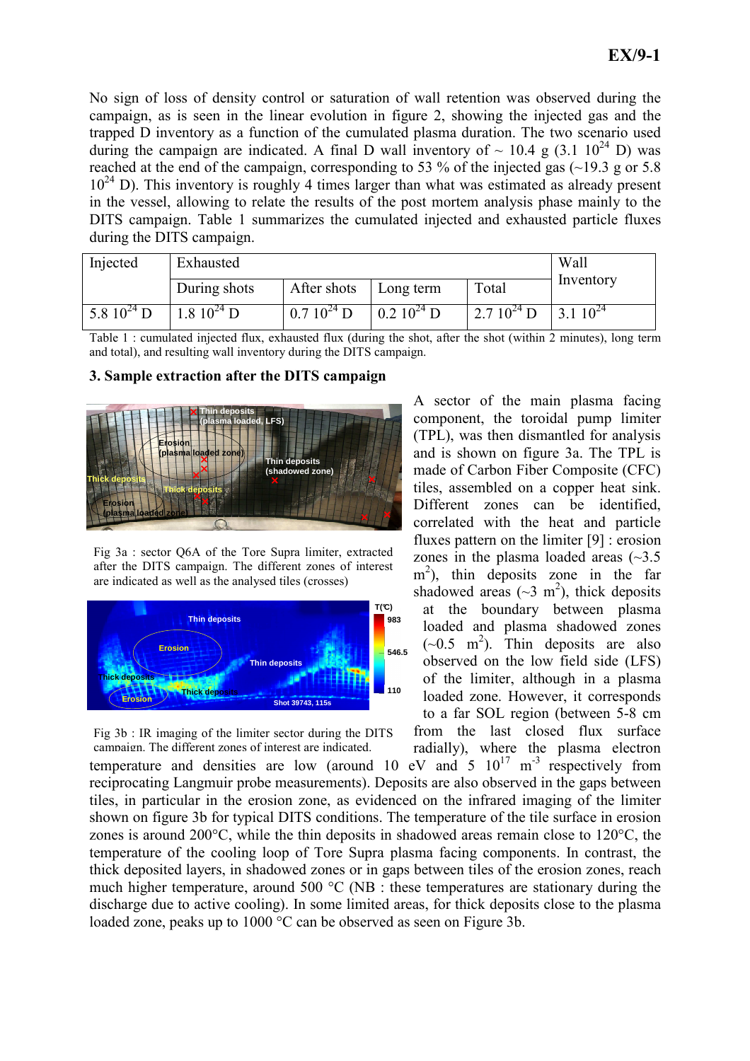No sign of loss of density control or saturation of wall retention was observed during the campaign, as is seen in the linear evolution in figure 2, showing the injected gas and the trapped D inventory as a function of the cumulated plasma duration. The two scenario used during the campaign are indicated. A final D wall inventory of ~ 10.4 g (3.1 $10^{24}$ D) was reached at the end of the campaign, corresponding to 53 % of the injected gas (~19.3 g or 5.8 $10^{24}$ D). This inventory is roughly 4 times larger than what was estimated as already present in the vessel, allowing to relate the results of the post mortem analysis phase mainly to the DITS campaign. Table 1 summarizes the cumulated injected and exhausted particle fluxes during the DITS campaign.

| Injected | Exhausted | | | | Wall Inventory |
|---|---|---|---|---|---|
| | During shots | After shots | Long term | Total | |
| 5.8 $10^{24}$ D | 1.8 $10^{24}$ D | 0.7 $10^{24}$ D | 0.2 $10^{24}$ D | 2.7 $10^{24}$ D | 3.1 $10^{24}$ |

Table 1 : cumulated injected flux, exhausted flux (during the shot, after the shot (within 2 minutes), long term and total), and resulting wall inventory during the DITS campaign.

### 3. Sample extraction after the DITS campaign

Fig 3a : sector Q6A of the Tore Supra limiter, extracted after the DITS campaign. The different zones of interest are indicated as well as the analysed tiles (crosses)

Fig 3b : IR imaging of the limiter sector during the DITS campaign. The different zones of interest are indicated.

A sector of the main plasma facing component, the toroidal pump limiter (TPL), was then dismantled for analysis and is shown on figure 3a. The TPL is made of Carbon Fiber Composite (CFC) tiles, assembled on a copper heat sink. Different zones can be identified, correlated with the heat and particle fluxes pattern on the limiter [9] : erosion zones in the plasma loaded areas (~3.5 $m^2$), thin deposits zone in the far shadowed areas (~3 $m^2$), thick deposits at the boundary between plasma loaded and plasma shadowed zones (~0.5 $m^2$). Thin deposits are also observed on the low field side (LFS) of the limiter, although in a plasma loaded zone. However, it corresponds to a far SOL region (between 5-8 cm from the last closed flux surface radially), where the plasma electron temperature and densities are low (around 10 eV and 5 $10^{17}$ $m^{-3}$ respectively from reciprocating Langmuir probe measurements). Deposits are also observed in the gaps between tiles, in particular in the erosion zone, as evidenced on the infrared imaging of the limiter shown on figure 3b for typical DITS conditions. The temperature of the tile surface in erosion zones is around 200°C, while the thin deposits in shadowed areas remain close to 120°C, the temperature of the cooling loop of Tore Supra plasma facing components. In contrast, the thick deposited layers, in shadowed zones or in gaps between tiles of the erosion zones, reach much higher temperature, around 500 °C (NB : these temperatures are stationary during the discharge due to active cooling). In some limited areas, for thick deposits close to the plasma loaded zone, peaks up to 1000 °C can be observed as seen on Figure 3b.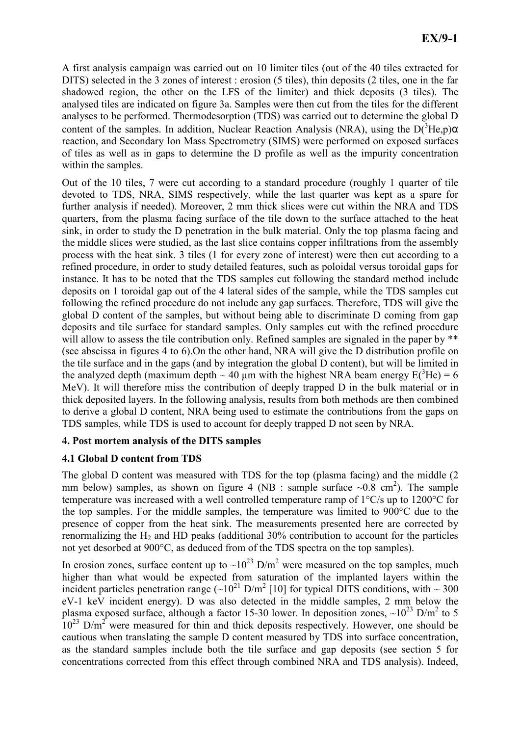A first analysis campaign was carried out on 10 limiter tiles (out of the 40 tiles extracted for DITS) selected in the 3 zones of interest : erosion (5 tiles), thin deposits (2 tiles, one in the far shadowed region, the other on the LFS of the limiter) and thick deposits (3 tiles). The analysed tiles are indicated on figure 3a. Samples were then cut from the tiles for the different analyses to be performed. Thermodesorption (TDS) was carried out to determine the global D content of the samples. In addition, Nuclear Reaction Analysis (NRA), using the $D(^3He,p)\alpha$ reaction, and Secondary Ion Mass Spectrometry (SIMS) were performed on exposed surfaces of tiles as well as in gaps to determine the D profile as well as the impurity concentration within the samples.

Out of the 10 tiles, 7 were cut according to a standard procedure (roughly 1 quarter of tile devoted to TDS, NRA, SIMS respectively, while the last quarter was kept as a spare for further analysis if needed). Moreover, 2 mm thick slices were cut within the NRA and TDS quarters, from the plasma facing surface of the tile down to the surface attached to the heat sink, in order to study the D penetration in the bulk material. Only the top plasma facing and the middle slices were studied, as the last slice contains copper infiltrations from the assembly process with the heat sink. 3 tiles (1 for every zone of interest) were then cut according to a refined procedure, in order to study detailed features, such as poloidal versus toroidal gaps for instance. It has to be noted that the TDS samples cut following the standard method include deposits on 1 toroidal gap out of the 4 lateral sides of the sample, while the TDS samples cut following the refined procedure do not include any gap surfaces. Therefore, TDS will give the global D content of the samples, but without being able to discriminate D coming from gap deposits and tile surface for standard samples. Only samples cut with the refined procedure will allow to assess the tile contribution only. Refined samples are signaled in the paper by ** (see abscissa in figures 4 to 6).On the other hand, NRA will give the D distribution profile on the tile surface and in the gaps (and by integration the global D content), but will be limited in the analyzed depth (maximum depth ~ 40 µm with the highest NRA beam energy $E(^3He) = 6$ MeV). It will therefore miss the contribution of deeply trapped D in the bulk material or in thick deposited layers. In the following analysis, results from both methods are then combined to derive a global D content, NRA being used to estimate the contributions from the gaps on TDS samples, while TDS is used to account for deeply trapped D not seen by NRA.

## 4. Post mortem analysis of the DITS samples

### 4.1 Global D content from TDS

The global D content was measured with TDS for the top (plasma facing) and the middle (2 mm below) samples, as shown on figure 4 (NB : sample surface ~0.8 $cm^2$). The sample temperature was increased with a well controlled temperature ramp of 1°C/s up to 1200°C for the top samples. For the middle samples, the temperature was limited to 900°C due to the presence of copper from the heat sink. The measurements presented here are corrected by renormalizing the $H_2$ and HD peaks (additional 30% contribution to account for the particles not yet desorbed at 900°C, as deduced from of the TDS spectra on the top samples).

In erosion zones, surface content up to ~$10^{23}$ D/$m^2$ were measured on the top samples, much higher than what would be expected from saturation of the implanted layers within the incident particles penetration range (~$10^{21}$ D/$m^2$ [10] for typical DITS conditions, with ~ 300 eV-1 keV incident energy). D was also detected in the middle samples, 2 mm below the plasma exposed surface, although a factor 15-30 lower. In deposition zones, ~$10^{23}$ D/$m^2$ to 5 $10^{23}$ D/$m^2$ were measured for thin and thick deposits respectively. However, one should be cautious when translating the sample D content measured by TDS into surface concentration, as the standard samples include both the tile surface and gap deposits (see section 5 for concentrations corrected from this effect through combined NRA and TDS analysis). Indeed,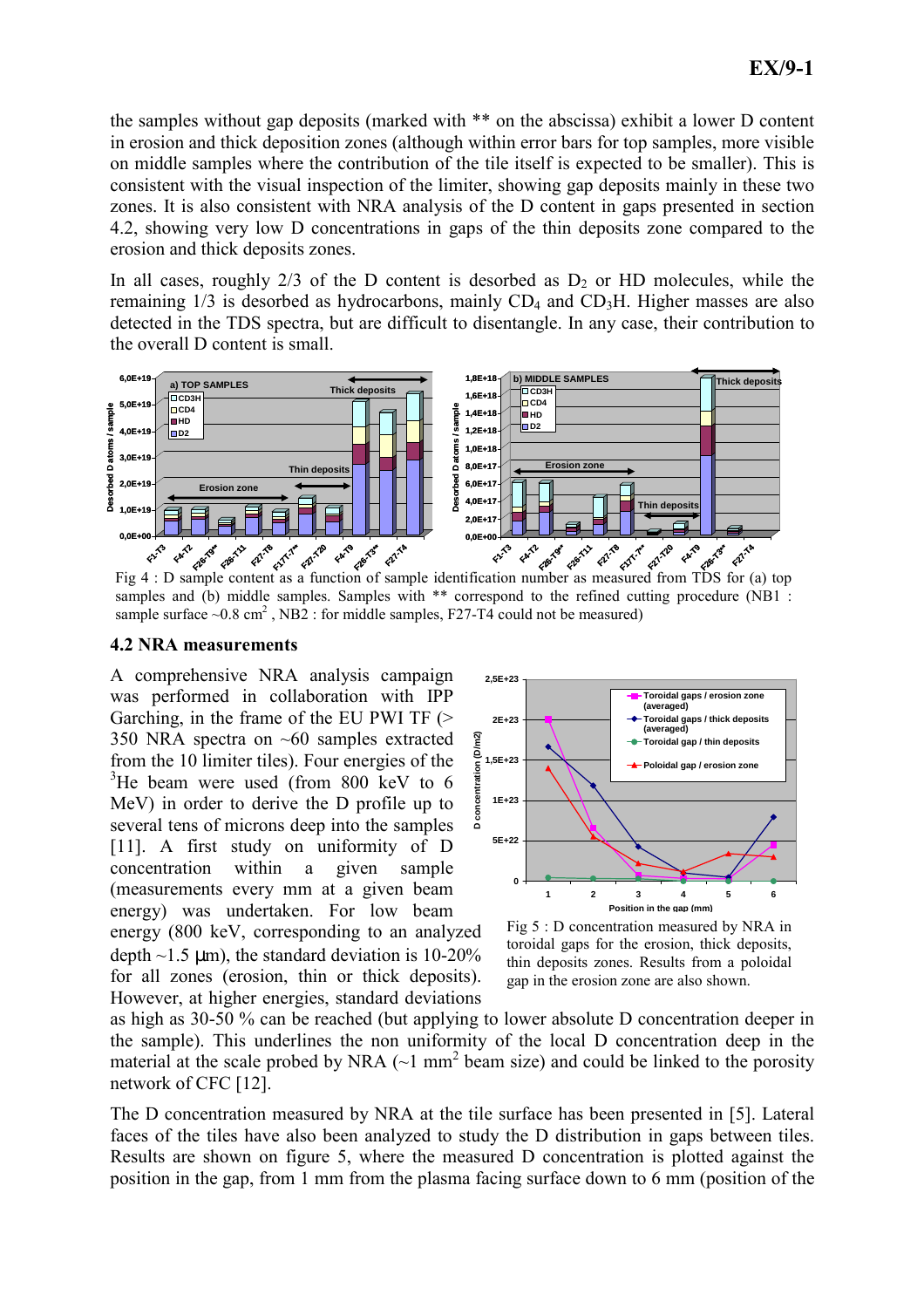the samples without gap deposits (marked with ** on the abscissa) exhibit a lower D content in erosion and thick deposition zones (although within error bars for top samples, more visible on middle samples where the contribution of the tile itself is expected to be smaller). This is consistent with the visual inspection of the limiter, showing gap deposits mainly in these two zones. It is also consistent with NRA analysis of the D content in gaps presented in section 4.2, showing very low D concentrations in gaps of the thin deposits zone compared to the erosion and thick deposits zones.

In all cases, roughly 2/3 of the D content is desorbed as $D_2$ or HD molecules, while the remaining 1/3 is desorbed as hydrocarbons, mainly $CD_4$ and $CD_3H$. Higher masses are also detected in the TDS spectra, but are difficult to disentangle. In any case, their contribution to the overall D content is small.

Fig 4 : D sample content as a function of sample identification number as measured from TDS for (a) top samples and (b) middle samples. Samples with ** correspond to the refined cutting procedure (NB1 : sample surface ~0.8 cm$^2$ , NB2 : for middle samples, F27-T4 could not be measured)

### 4.2 NRA measurements

A comprehensive NRA analysis campaign was performed in collaboration with IPP Garching, in the frame of the EU PWI TF (> 350 NRA spectra on ~60 samples extracted from the 10 limiter tiles). Four energies of the $^3$He beam were used (from 800 keV to 6 MeV) in order to derive the D profile up to several tens of microns deep into the samples [11]. A first study on uniformity of D concentration within a given sample (measurements every mm at a given beam energy) was undertaken. For low beam energy (800 keV, corresponding to an analyzed depth ~1.5 μm), the standard deviation is 10-20% for all zones (erosion, thin or thick deposits). However, at higher energies, standard deviations as high as 30-50 % can be reached (but applying to lower absolute D concentration deeper in the sample). This underlines the non uniformity of the local D concentration deep in the material at the scale probed by NRA (~1 mm$^2$ beam size) and could be linked to the porosity network of CFC [12].

Fig 5 : D concentration measured by NRA in toroidal gaps for the erosion, thick deposits, thin deposits zones. Results from a poloidal gap in the erosion zone are also shown.

The D concentration measured by NRA at the tile surface has been presented in [5]. Lateral faces of the tiles have also been analyzed to study the D distribution in gaps between tiles. Results are shown on figure 5, where the measured D concentration is plotted against the position in the gap, from 1 mm from the plasma facing surface down to 6 mm (position of the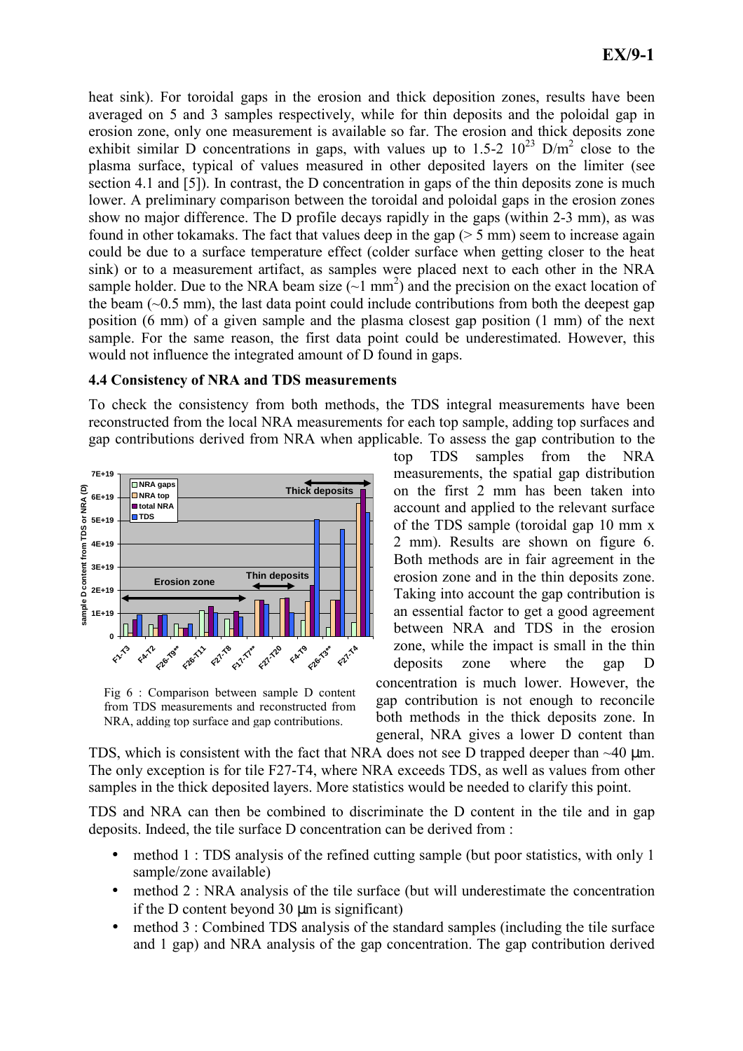heat sink). For toroidal gaps in the erosion and thick deposition zones, results have been averaged on 5 and 3 samples respectively, while for thin deposits and the poloidal gap in erosion zone, only one measurement is available so far. The erosion and thick deposits zone exhibit similar D concentrations in gaps, with values up to 1.5-2 $10^{23}$ D/m$^2$ close to the plasma surface, typical of values measured in other deposited layers on the limiter (see section 4.1 and [5]). In contrast, the D concentration in gaps of the thin deposits zone is much lower. A preliminary comparison between the toroidal and poloidal gaps in the erosion zones show no major difference. The D profile decays rapidly in the gaps (within 2-3 mm), as was found in other tokamaks. The fact that values deep in the gap (> 5 mm) seem to increase again could be due to a surface temperature effect (colder surface when getting closer to the heat sink) or to a measurement artifact, as samples were placed next to each other in the NRA sample holder. Due to the NRA beam size (~1 mm$^2$) and the precision on the exact location of the beam (~0.5 mm), the last data point could include contributions from both the deepest gap position (6 mm) of a given sample and the plasma closest gap position (1 mm) of the next sample. For the same reason, the first data point could be underestimated. However, this would not influence the integrated amount of D found in gaps.

### 4.4 Consistency of NRA and TDS measurements

To check the consistency from both methods, the TDS integral measurements have been reconstructed from the local NRA measurements for each top sample, adding top surfaces and gap contributions derived from NRA when applicable. To assess the gap contribution to the top TDS samples from the NRA measurements, the spatial gap distribution on the first 2 mm has been taken into account and applied to the relevant surface of the TDS sample (toroidal gap 10 mm x 2 mm). Results are shown on figure 6. Both methods are in fair agreement in the erosion zone and in the thin deposits zone. Taking into account the gap contribution is an essential factor to get a good agreement between NRA and TDS in the erosion zone, while the impact is small in the thin deposits zone where the gap D concentration is much lower. However, the gap contribution is not enough to reconcile both methods in the thick deposits zone. In general, NRA gives a lower D content than TDS, which is consistent with the fact that NRA does not see D trapped deeper than ~40 µm. The only exception is for tile F27-T4, where NRA exceeds TDS, as well as values from other samples in the thick deposited layers. More statistics would be needed to clarify this point.

Fig 6 : Comparison between sample D content from TDS measurements and reconstructed from NRA, adding top surface and gap contributions.

TDS and NRA can then be combined to discriminate the D content in the tile and in gap deposits. Indeed, the tile surface D concentration can be derived from :

- method 1 : TDS analysis of the refined cutting sample (but poor statistics, with only 1 sample/zone available)
- method 2 : NRA analysis of the tile surface (but will underestimate the concentration if the D content beyond 30 µm is significant)
- method 3 : Combined TDS analysis of the standard samples (including the tile surface and 1 gap) and NRA analysis of the gap concentration. The gap contribution derived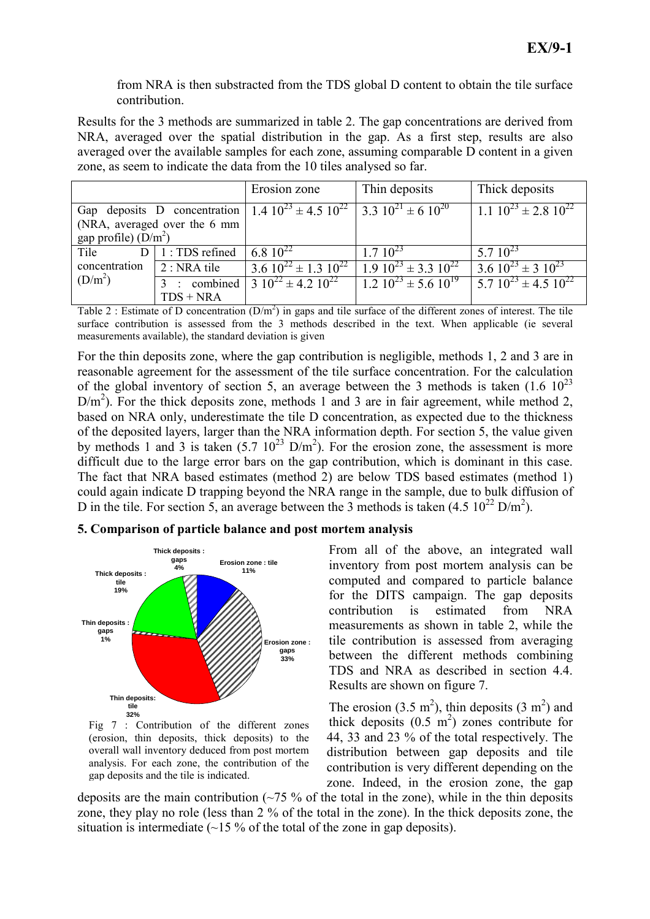from NRA is then substracted from the TDS global D content to obtain the tile surface contribution.

Results for the 3 methods are summarized in table 2. The gap concentrations are derived from NRA, averaged over the spatial distribution in the gap. As a first step, results are also averaged over the available samples for each zone, assuming comparable D content in a given zone, as seem to indicate the data from the 10 tiles analysed so far.

| | | Erosion zone | Thin deposits | Thick deposits |
|---|---|---|---|---|
| Gap deposits D concentration (NRA, averaged over the 6 mm gap profile) ($D/m^2$) | | $1.4\ 10^{23} \pm 4.5\ 10^{22}$ | $3.3\ 10^{21} \pm 6\ 10^{20}$ | $1.1\ 10^{23} \pm 2.8\ 10^{22}$ |
| Tile D concentration ($D/m^2$) | 1 : TDS refined | $6.8\ 10^{22}$ | $1.7\ 10^{23}$ | $5.7\ 10^{23}$ |
| | 2 : NRA tile | $3.6\ 10^{22} \pm 1.3\ 10^{22}$ | $1.9\ 10^{23} \pm 3.3\ 10^{22}$ | $3.6\ 10^{23} \pm 3\ 10^{23}$ |
| | 3 : combined TDS + NRA | $3\ 10^{22} \pm 4.2\ 10^{22}$ | $1.2\ 10^{23} \pm 5.6\ 10^{19}$ | $5.7\ 10^{23} \pm 4.5\ 10^{22}$ |

Table 2 : Estimate of D concentration ($D/m^2$) in gaps and tile surface of the different zones of interest. The tile surface contribution is assessed from the 3 methods described in the text. When applicable (ie several measurements available), the standard deviation is given

For the thin deposits zone, where the gap contribution is negligible, methods 1, 2 and 3 are in reasonable agreement for the assessment of the tile surface concentration. For the calculation of the global inventory of section 5, an average between the 3 methods is taken ($1.6\ 10^{23}\ D/m^2$). For the thick deposits zone, methods 1 and 3 are in fair agreement, while method 2, based on NRA only, underestimate the tile D concentration, as expected due to the thickness of the deposited layers, larger than the NRA information depth. For section 5, the value given by methods 1 and 3 is taken ($5.7\ 10^{23}\ D/m^2$). For the erosion zone, the assessment is more difficult due to the large error bars on the gap contribution, which is dominant in this case. The fact that NRA based estimates (method 2) are below TDS based estimates (method 1) could again indicate D trapping beyond the NRA range in the sample, due to bulk diffusion of D in the tile. For section 5, an average between the 3 methods is taken ($4.5\ 10^{22}\ D/m^2$).

## 5. Comparison of particle balance and post mortem analysis

Fig 7 : Contribution of the different zones (erosion, thin deposits, thick deposits) to the overall wall inventory deduced from post mortem analysis. For each zone, the contribution of the gap deposits and the tile is indicated.

From all of the above, an integrated wall inventory from post mortem analysis can be computed and compared to particle balance for the DITS campaign. The gap deposits contribution is estimated from NRA measurements as shown in table 2, while the tile contribution is assessed from averaging between the different methods combining TDS and NRA as described in section 4.4. Results are shown on figure 7.

The erosion ($3.5\ m^2$), thin deposits ($3\ m^2$) and thick deposits ($0.5\ m^2$) zones contribute for 44, 33 and 23 % of the total respectively. The distribution between gap deposits and tile contribution is very different depending on the zone. Indeed, in the erosion zone, the gap deposits are the main contribution (~75 % of the total in the zone), while in the thin deposits zone, they play no role (less than 2 % of the total in the zone). In the thick deposits zone, the situation is intermediate (~15 % of the total of the zone in gap deposits).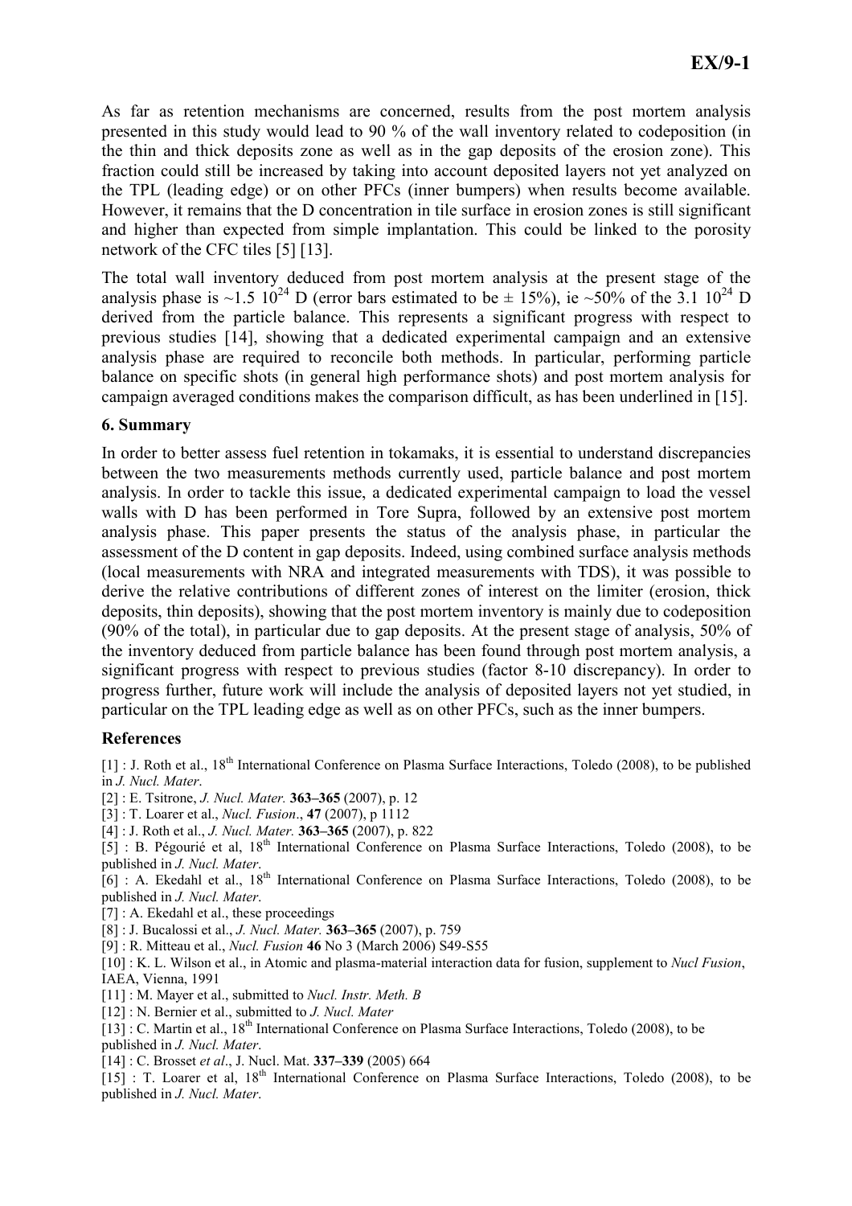As far as retention mechanisms are concerned, results from the post mortem analysis presented in this study would lead to 90 % of the wall inventory related to codeposition (in the thin and thick deposits zone as well as in the gap deposits of the erosion zone). This fraction could still be increased by taking into account deposited layers not yet analyzed on the TPL (leading edge) or on other PFCs (inner bumpers) when results become available. However, it remains that the D concentration in tile surface in erosion zones is still significant and higher than expected from simple implantation. This could be linked to the porosity network of the CFC tiles [5] [13].

The total wall inventory deduced from post mortem analysis at the present stage of the analysis phase is ~1.5 $10^{24}$ D (error bars estimated to be ± 15%), ie ~50% of the 3.1 $10^{24}$ D derived from the particle balance. This represents a significant progress with respect to previous studies [14], showing that a dedicated experimental campaign and an extensive analysis phase are required to reconcile both methods. In particular, performing particle balance on specific shots (in general high performance shots) and post mortem analysis for campaign averaged conditions makes the comparison difficult, as has been underlined in [15].

### 6. Summary

In order to better assess fuel retention in tokamaks, it is essential to understand discrepancies between the two measurements methods currently used, particle balance and post mortem analysis. In order to tackle this issue, a dedicated experimental campaign to load the vessel walls with D has been performed in Tore Supra, followed by an extensive post mortem analysis phase. This paper presents the status of the analysis phase, in particular the assessment of the D content in gap deposits. Indeed, using combined surface analysis methods (local measurements with NRA and integrated measurements with TDS), it was possible to derive the relative contributions of different zones of interest on the limiter (erosion, thick deposits, thin deposits), showing that the post mortem inventory is mainly due to codeposition (90% of the total), in particular due to gap deposits. At the present stage of analysis, 50% of the inventory deduced from particle balance has been found through post mortem analysis, a significant progress with respect to previous studies (factor 8-10 discrepancy). In order to progress further, future work will include the analysis of deposited layers not yet studied, in particular on the TPL leading edge as well as on other PFCs, such as the inner bumpers.

### References

[1] : J. Roth et al., 18th International Conference on Plasma Surface Interactions, Toledo (2008), to be published in *J. Nucl. Mater*.

[2] : E. Tsitrone, *J. Nucl. Mater.* **363–365** (2007), p. 12

[3] : T. Loarer et al., *Nucl. Fusion*., **47** (2007), p 1112

[4] : J. Roth et al., *J. Nucl. Mater.* **363–365** (2007), p. 822

[5] : B. Pégourié et al, 18th International Conference on Plasma Surface Interactions, Toledo (2008), to be published in *J. Nucl. Mater*.

[6] : A. Ekedahl et al., 18th International Conference on Plasma Surface Interactions, Toledo (2008), to be published in *J. Nucl. Mater*.

[7] : A. Ekedahl et al., these proceedings

[8] : J. Bucalossi et al., *J. Nucl. Mater.* **363–365** (2007), p. 759

[9] : R. Mitteau et al., *Nucl. Fusion* **46** No 3 (March 2006) S49-S55

[10] : K. L. Wilson et al., in Atomic and plasma-material interaction data for fusion, supplement to *Nucl Fusion*, IAEA, Vienna, 1991

[11] : M. Mayer et al., submitted to *Nucl. Instr. Meth. B*

[12] : N. Bernier et al., submitted to *J. Nucl. Mater*

[13] : C. Martin et al., 18th International Conference on Plasma Surface Interactions, Toledo (2008), to be published in *J. Nucl. Mater*.

[14] : C. Brosset *et al*., J. Nucl. Mat. **337–339** (2005) 664

[15] : T. Loarer et al, 18th International Conference on Plasma Surface Interactions, Toledo (2008), to be published in *J. Nucl. Mater*.